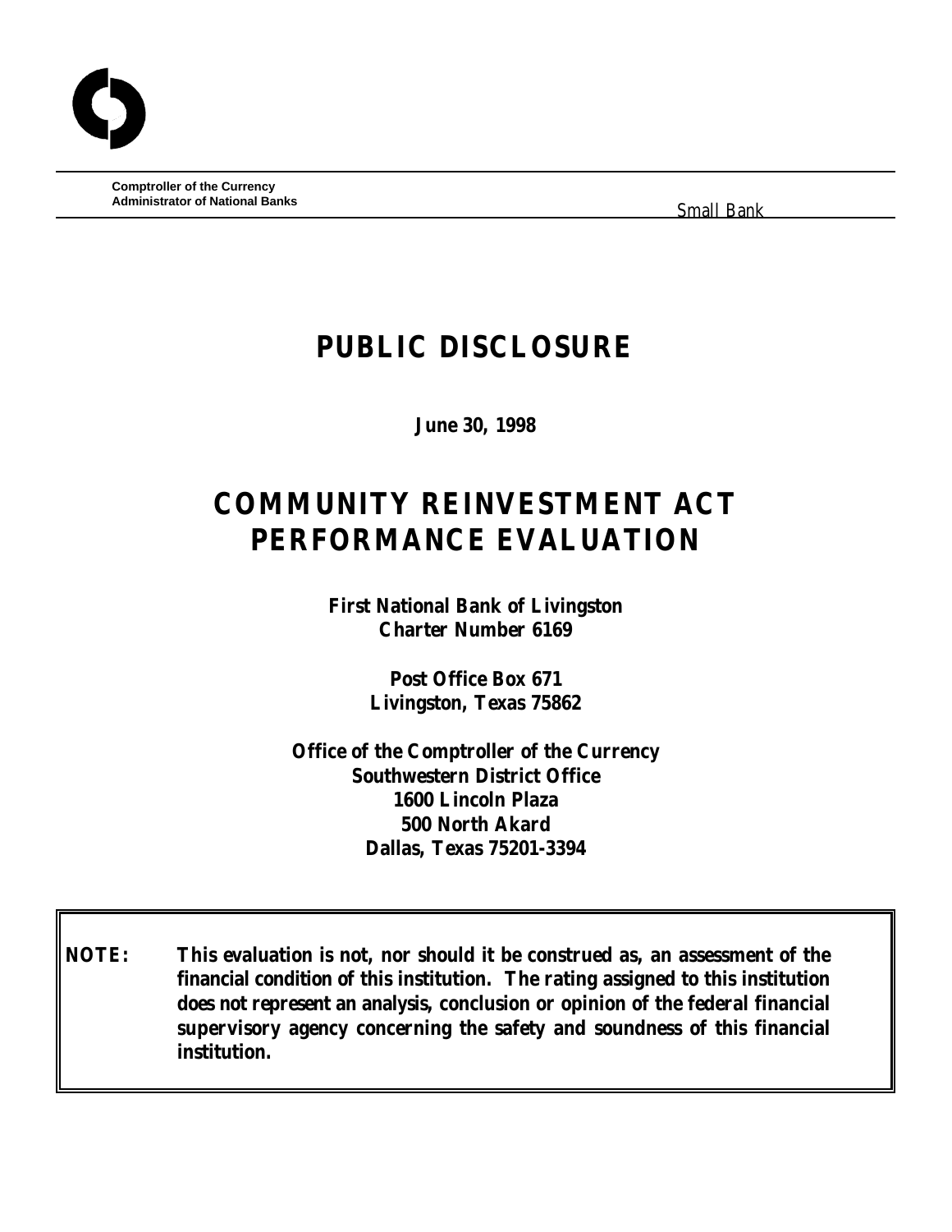Comptroller of the Currency
Administrator of National Banks

Small Bank

# PUBLIC DISCLOSURE

**June 30, 1998**

# COMMUNITY REINVESTMENT ACT PERFORMANCE EVALUATION

**First National Bank of Livingston**
**Charter Number 6169**

**Post Office Box 671**
**Livingston, Texas 75862**

**Office of the Comptroller of the Currency**
**Southwestern District Office**
**1600 Lincoln Plaza**
**500 North Akard**
**Dallas, Texas 75201-3394**

**NOTE: This evaluation is not, nor should it be construed as, an assessment of the financial condition of this institution. The rating assigned to this institution does not represent an analysis, conclusion or opinion of the federal financial supervisory agency concerning the safety and soundness of this financial institution.**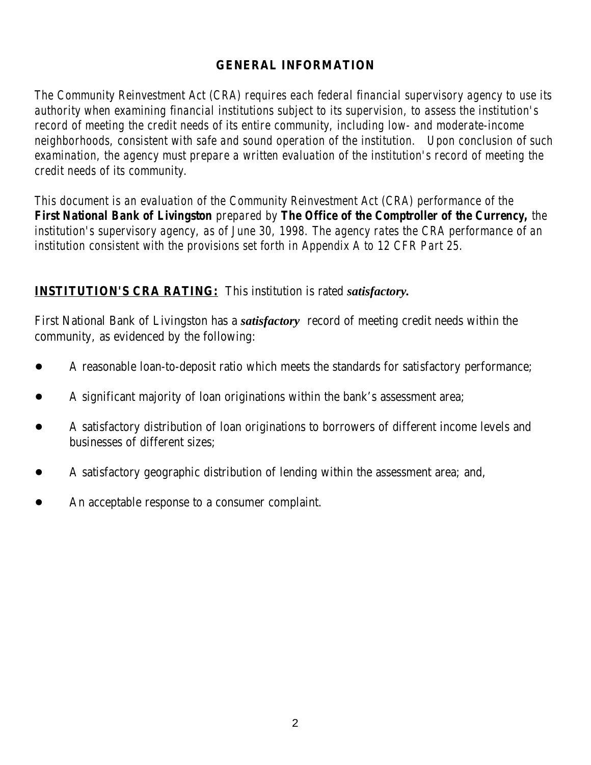## GENERAL INFORMATION

*The Community Reinvestment Act (CRA) requires each federal financial supervisory agency to use its authority when examining financial institutions subject to its supervision, to assess the institution's record of meeting the credit needs of its entire community, including low- and moderate-income neighborhoods, consistent with safe and sound operation of the institution. Upon conclusion of such examination, the agency must prepare a written evaluation of the institution's record of meeting the credit needs of its community.*

*This document is an evaluation of the Community Reinvestment Act (CRA) performance of the* **First National Bank of Livingston** *prepared by* **The Office of the Comptroller of the Currency,** *the institution's supervisory agency, as of June 30, 1998. The agency rates the CRA performance of an institution consistent with the provisions set forth in Appendix A to 12 CFR Part 25.*

**INSTITUTION'S CRA RATING:** This institution is rated ***satisfactory.***

First National Bank of Livingston has a ***satisfactory*** record of meeting credit needs within the community, as evidenced by the following:

- A reasonable loan-to-deposit ratio which meets the standards for satisfactory performance;
- A significant majority of loan originations within the bank's assessment area;
- A satisfactory distribution of loan originations to borrowers of different income levels and businesses of different sizes;
- A satisfactory geographic distribution of lending within the assessment area; and,
- An acceptable response to a consumer complaint.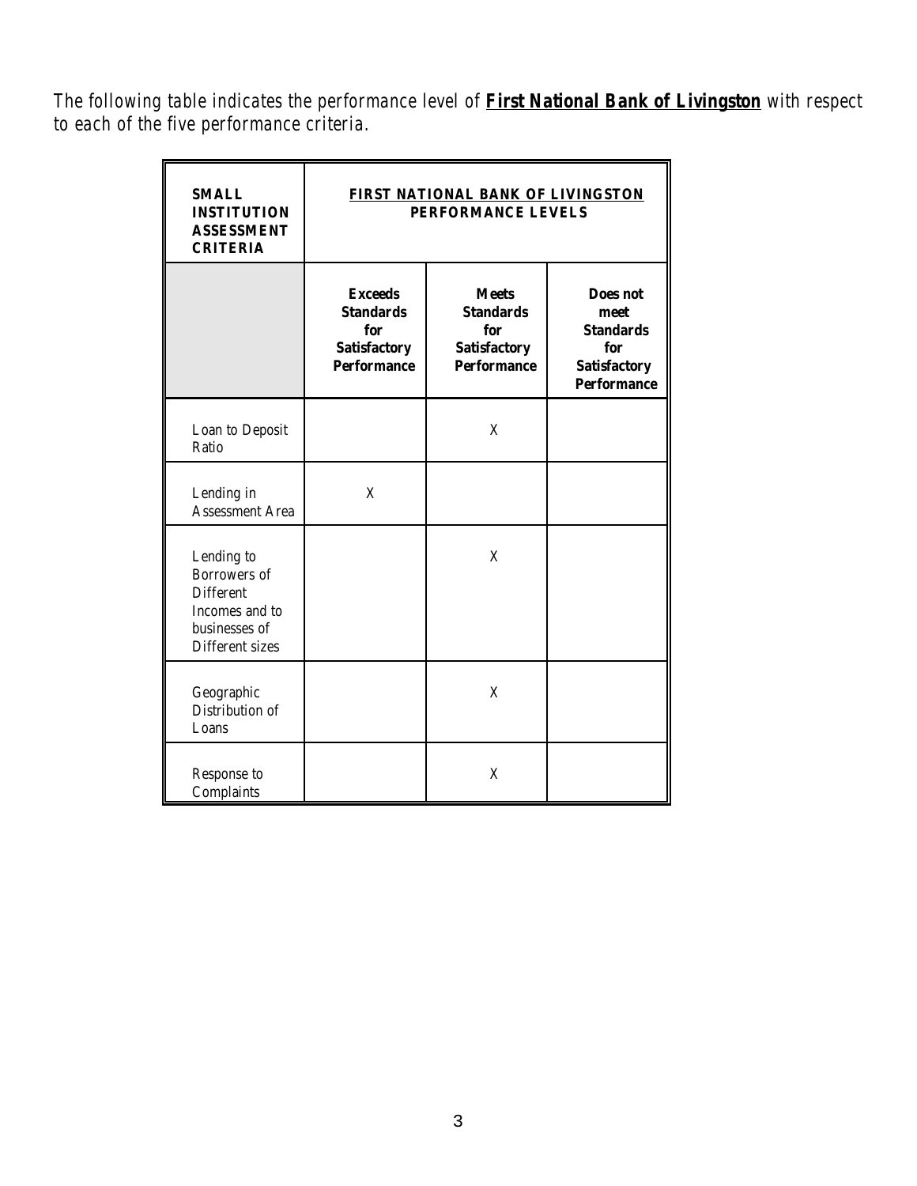*The following table indicates the performance level of **First National Bank of Livingston** with respect to each of the five performance criteria.*

| **SMALL INSTITUTION ASSESSMENT CRITERIA** | **FIRST NATIONAL BANK OF LIVINGSTON PERFORMANCE LEVELS** | | |
|---|---|---|---|
| | **Exceeds Standards for Satisfactory Performance** | **Meets Standards for Satisfactory Performance** | **Does not meet Standards for Satisfactory Performance** |
| Loan to Deposit Ratio | | X | |
| Lending in Assessment Area | X | | |
| Lending to Borrowers of Different Incomes and to businesses of Different sizes | | X | |
| Geographic Distribution of Loans | | X | |
| Response to Complaints | | X | |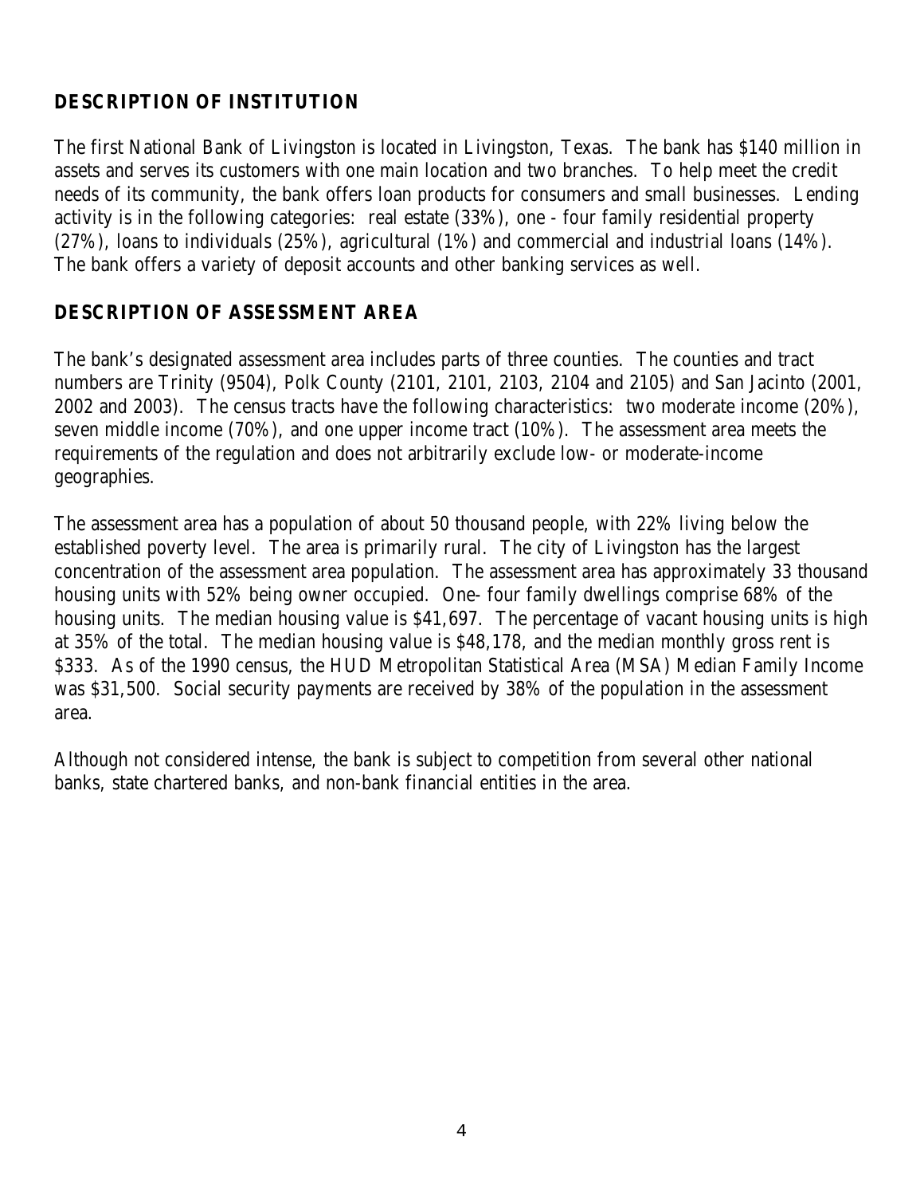## DESCRIPTION OF INSTITUTION

The first National Bank of Livingston is located in Livingston, Texas. The bank has $140 million in assets and serves its customers with one main location and two branches. To help meet the credit needs of its community, the bank offers loan products for consumers and small businesses. Lending activity is in the following categories: real estate (33%), one - four family residential property (27%), loans to individuals (25%), agricultural (1%) and commercial and industrial loans (14%). The bank offers a variety of deposit accounts and other banking services as well.

## DESCRIPTION OF ASSESSMENT AREA

The bank's designated assessment area includes parts of three counties. The counties and tract numbers are Trinity (9504), Polk County (2101, 2101, 2103, 2104 and 2105) and San Jacinto (2001, 2002 and 2003). The census tracts have the following characteristics: two moderate income (20%), seven middle income (70%), and one upper income tract (10%). The assessment area meets the requirements of the regulation and does not arbitrarily exclude low- or moderate-income geographies.

The assessment area has a population of about 50 thousand people, with 22% living below the established poverty level. The area is primarily rural. The city of Livingston has the largest concentration of the assessment area population. The assessment area has approximately 33 thousand housing units with 52% being owner occupied. One- four family dwellings comprise 68% of the housing units. The median housing value is $41,697. The percentage of vacant housing units is high at 35% of the total. The median housing value is $48,178, and the median monthly gross rent is $333. As of the 1990 census, the HUD Metropolitan Statistical Area (MSA) Median Family Income was $31,500. Social security payments are received by 38% of the population in the assessment area.

Although not considered intense, the bank is subject to competition from several other national banks, state chartered banks, and non-bank financial entities in the area.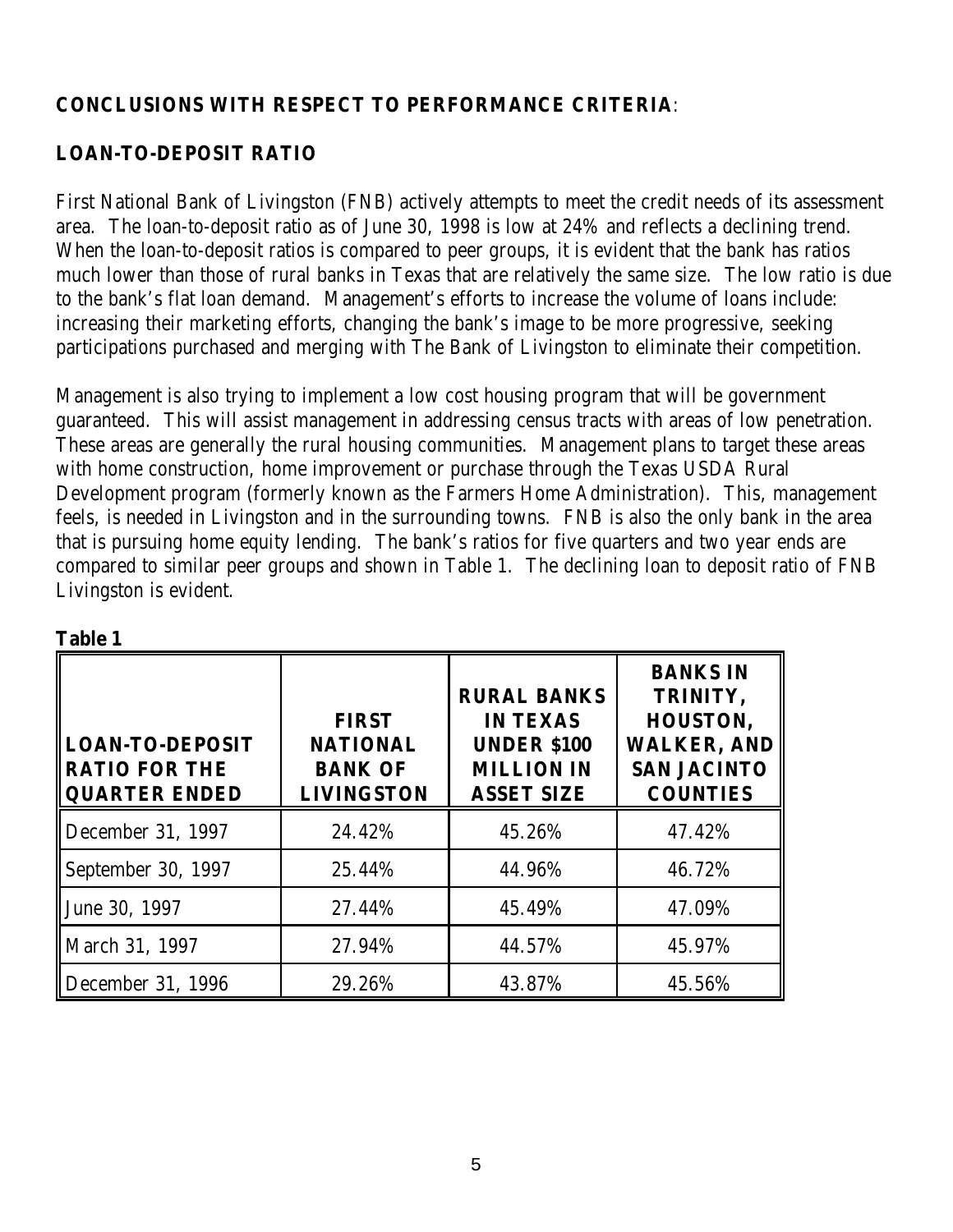**CONCLUSIONS WITH RESPECT TO PERFORMANCE CRITERIA**:

**LOAN-TO-DEPOSIT RATIO**

First National Bank of Livingston (FNB) actively attempts to meet the credit needs of its assessment area. The loan-to-deposit ratio as of June 30, 1998 is low at 24% and reflects a declining trend. When the loan-to-deposit ratios is compared to peer groups, it is evident that the bank has ratios much lower than those of rural banks in Texas that are relatively the same size. The low ratio is due to the bank's flat loan demand. Management's efforts to increase the volume of loans include: increasing their marketing efforts, changing the bank's image to be more progressive, seeking participations purchased and merging with The Bank of Livingston to eliminate their competition.

Management is also trying to implement a low cost housing program that will be government guaranteed. This will assist management in addressing census tracts with areas of low penetration. These areas are generally the rural housing communities. Management plans to target these areas with home construction, home improvement or purchase through the Texas USDA Rural Development program (formerly known as the Farmers Home Administration). This, management feels, is needed in Livingston and in the surrounding towns. FNB is also the only bank in the area that is pursuing home equity lending. The bank's ratios for five quarters and two year ends are compared to similar peer groups and shown in Table 1. The declining loan to deposit ratio of FNB Livingston is evident.

**Table 1**

| LOAN-TO-DEPOSIT RATIO FOR THE QUARTER ENDED | FIRST NATIONAL BANK OF LIVINGSTON | RURAL BANKS IN TEXAS UNDER $100 MILLION IN ASSET SIZE | BANKS IN TRINITY, HOUSTON, WALKER, AND SAN JACINTO COUNTIES |
|---|---|---|---|
| December 31, 1997 | 24.42% | 45.26% | 47.42% |
| September 30, 1997 | 25.44% | 44.96% | 46.72% |
| June 30, 1997 | 27.44% | 45.49% | 47.09% |
| March 31, 1997 | 27.94% | 44.57% | 45.97% |
| December 31, 1996 | 29.26% | 43.87% | 45.56% |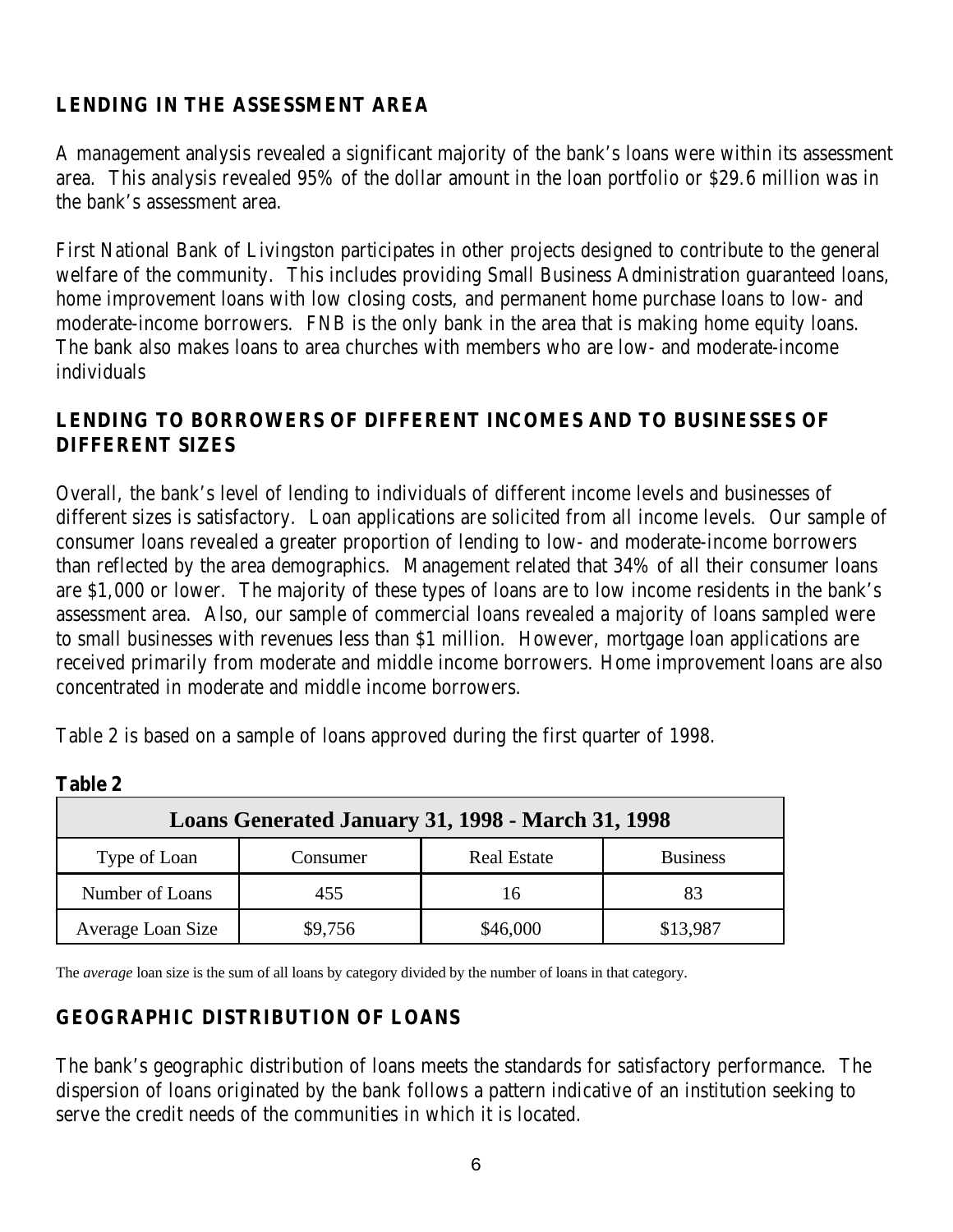## LENDING IN THE ASSESSMENT AREA

A management analysis revealed a significant majority of the bank's loans were within its assessment area. This analysis revealed 95% of the dollar amount in the loan portfolio or $29.6 million was in the bank's assessment area.

First National Bank of Livingston participates in other projects designed to contribute to the general welfare of the community. This includes providing Small Business Administration guaranteed loans, home improvement loans with low closing costs, and permanent home purchase loans to low- and moderate-income borrowers. FNB is the only bank in the area that is making home equity loans. The bank also makes loans to area churches with members who are low- and moderate-income individuals

## LENDING TO BORROWERS OF DIFFERENT INCOMES AND TO BUSINESSES OF DIFFERENT SIZES

Overall, the bank's level of lending to individuals of different income levels and businesses of different sizes is satisfactory. Loan applications are solicited from all income levels. Our sample of consumer loans revealed a greater proportion of lending to low- and moderate-income borrowers than reflected by the area demographics. Management related that 34% of all their consumer loans are $1,000 or lower. The majority of these types of loans are to low income residents in the bank's assessment area. Also, our sample of commercial loans revealed a majority of loans sampled were to small businesses with revenues less than $1 million. However, mortgage loan applications are received primarily from moderate and middle income borrowers. Home improvement loans are also concentrated in moderate and middle income borrowers.

Table 2 is based on a sample of loans approved during the first quarter of 1998.

**Table 2**

| Loans Generated January 31, 1998 - March 31, 1998 | | | |
|---|---|---|---|
| Type of Loan | Consumer | Real Estate | Business |
| Number of Loans | 455 | 16 | 83 |
| Average Loan Size | $9,756 | $46,000 | $13,987 |

The *average* loan size is the sum of all loans by category divided by the number of loans in that category.

## GEOGRAPHIC DISTRIBUTION OF LOANS

The bank's geographic distribution of loans meets the standards for satisfactory performance. The dispersion of loans originated by the bank follows a pattern indicative of an institution seeking to serve the credit needs of the communities in which it is located.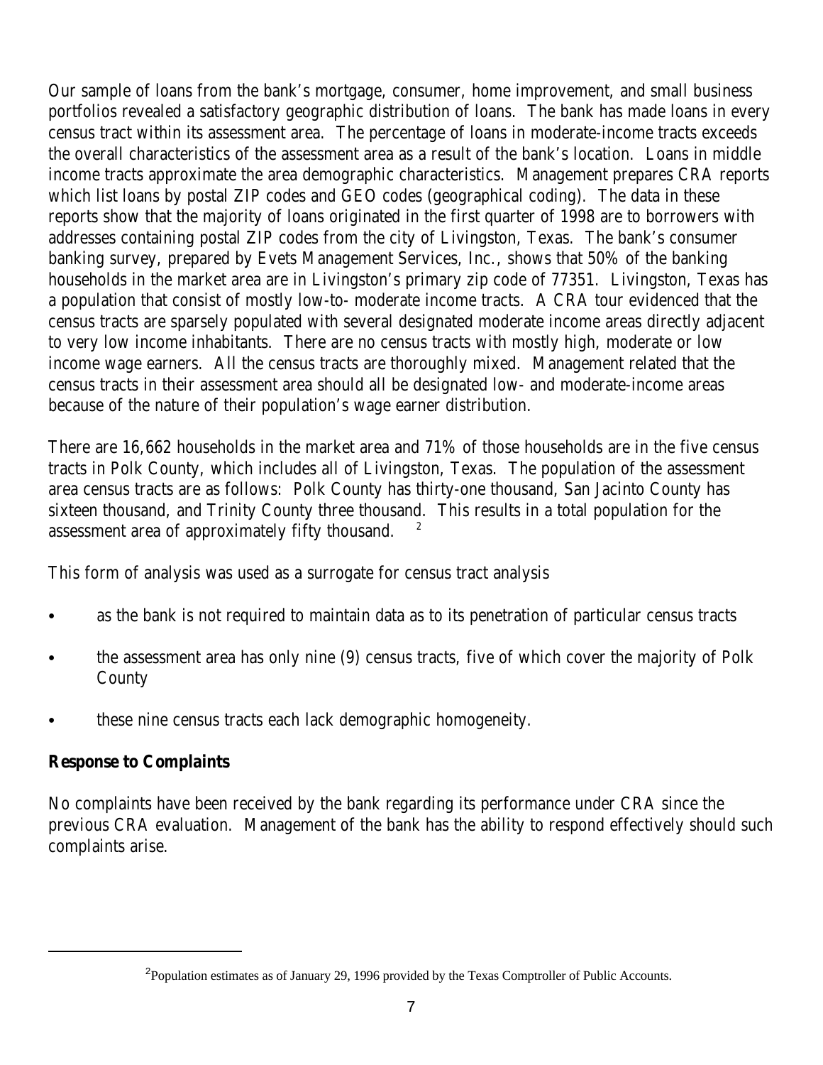Our sample of loans from the bank's mortgage, consumer, home improvement, and small business portfolios revealed a satisfactory geographic distribution of loans. The bank has made loans in every census tract within its assessment area. The percentage of loans in moderate-income tracts exceeds the overall characteristics of the assessment area as a result of the bank's location. Loans in middle income tracts approximate the area demographic characteristics. Management prepares CRA reports which list loans by postal ZIP codes and GEO codes (geographical coding). The data in these reports show that the majority of loans originated in the first quarter of 1998 are to borrowers with addresses containing postal ZIP codes from the city of Livingston, Texas. The bank's consumer banking survey, prepared by Evets Management Services, Inc., shows that 50% of the banking households in the market area are in Livingston's primary zip code of 77351. Livingston, Texas has a population that consist of mostly low-to- moderate income tracts. A CRA tour evidenced that the census tracts are sparsely populated with several designated moderate income areas directly adjacent to very low income inhabitants. There are no census tracts with mostly high, moderate or low income wage earners. All the census tracts are thoroughly mixed. Management related that the census tracts in their assessment area should all be designated low- and moderate-income areas because of the nature of their population's wage earner distribution.

There are 16,662 households in the market area and 71% of those households are in the five census tracts in Polk County, which includes all of Livingston, Texas. The population of the assessment area census tracts are as follows: Polk County has thirty-one thousand, San Jacinto County has sixteen thousand, and Trinity County three thousand. This results in a total population for the assessment area of approximately fifty thousand. [2]

This form of analysis was used as a surrogate for census tract analysis

- as the bank is not required to maintain data as to its penetration of particular census tracts
- the assessment area has only nine (9) census tracts, five of which cover the majority of Polk County
- these nine census tracts each lack demographic homogeneity.

**Response to Complaints**

No complaints have been received by the bank regarding its performance under CRA since the previous CRA evaluation. Management of the bank has the ability to respond effectively should such complaints arise.

---

[2] Population estimates as of January 29, 1996 provided by the Texas Comptroller of Public Accounts.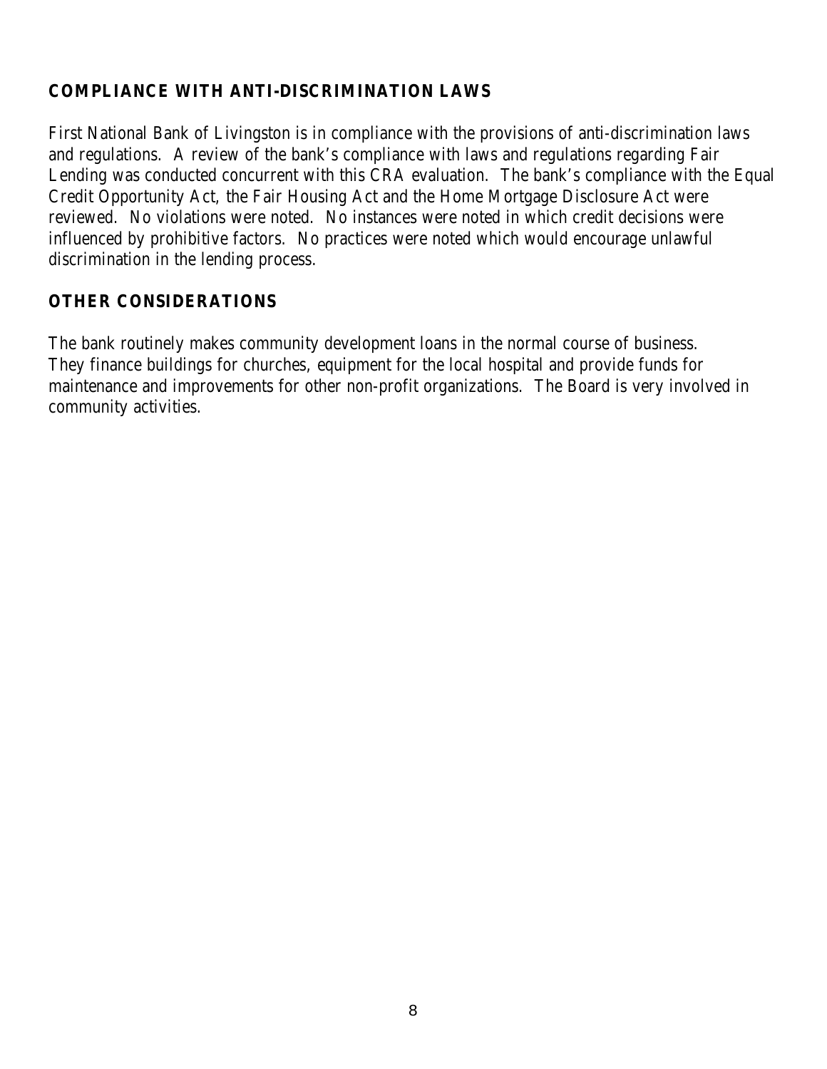## COMPLIANCE WITH ANTI-DISCRIMINATION LAWS

First National Bank of Livingston is in compliance with the provisions of anti-discrimination laws and regulations. A review of the bank's compliance with laws and regulations regarding Fair Lending was conducted concurrent with this CRA evaluation. The bank's compliance with the Equal Credit Opportunity Act, the Fair Housing Act and the Home Mortgage Disclosure Act were reviewed. No violations were noted. No instances were noted in which credit decisions were influenced by prohibitive factors. No practices were noted which would encourage unlawful discrimination in the lending process.

## OTHER CONSIDERATIONS

The bank routinely makes community development loans in the normal course of business. They finance buildings for churches, equipment for the local hospital and provide funds for maintenance and improvements for other non-profit organizations. The Board is very involved in community activities.